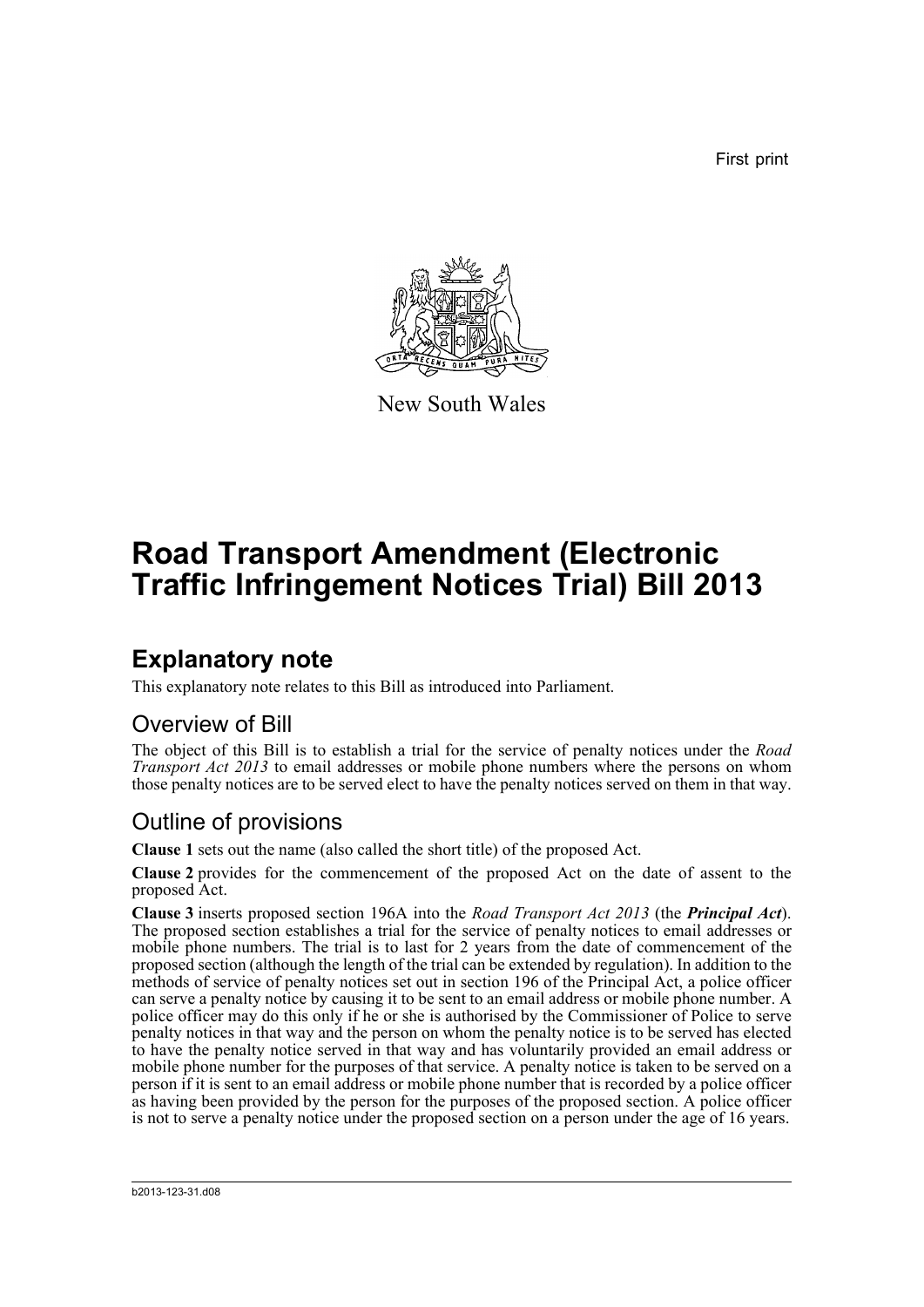First print

New South Wales

# Road Transport Amendment (Electronic Traffic Infringement Notices Trial) Bill 2013

## Explanatory note

This explanatory note relates to this Bill as introduced into Parliament.

### Overview of Bill

The object of this Bill is to establish a trial for the service of penalty notices under the *Road Transport Act 2013* to email addresses or mobile phone numbers where the persons on whom those penalty notices are to be served elect to have the penalty notices served on them in that way.

### Outline of provisions

**Clause 1** sets out the name (also called the short title) of the proposed Act.

**Clause 2** provides for the commencement of the proposed Act on the date of assent to the proposed Act.

**Clause 3** inserts proposed section 196A into the *Road Transport Act 2013* (the ***Principal Act***). The proposed section establishes a trial for the service of penalty notices to email addresses or mobile phone numbers. The trial is to last for 2 years from the date of commencement of the proposed section (although the length of the trial can be extended by regulation). In addition to the methods of service of penalty notices set out in section 196 of the Principal Act, a police officer can serve a penalty notice by causing it to be sent to an email address or mobile phone number. A police officer may do this only if he or she is authorised by the Commissioner of Police to serve penalty notices in that way and the person on whom the penalty notice is to be served has elected to have the penalty notice served in that way and has voluntarily provided an email address or mobile phone number for the purposes of that service. A penalty notice is taken to be served on a person if it is sent to an email address or mobile phone number that is recorded by a police officer as having been provided by the person for the purposes of the proposed section. A police officer is not to serve a penalty notice under the proposed section on a person under the age of 16 years.

b2013-123-31.d08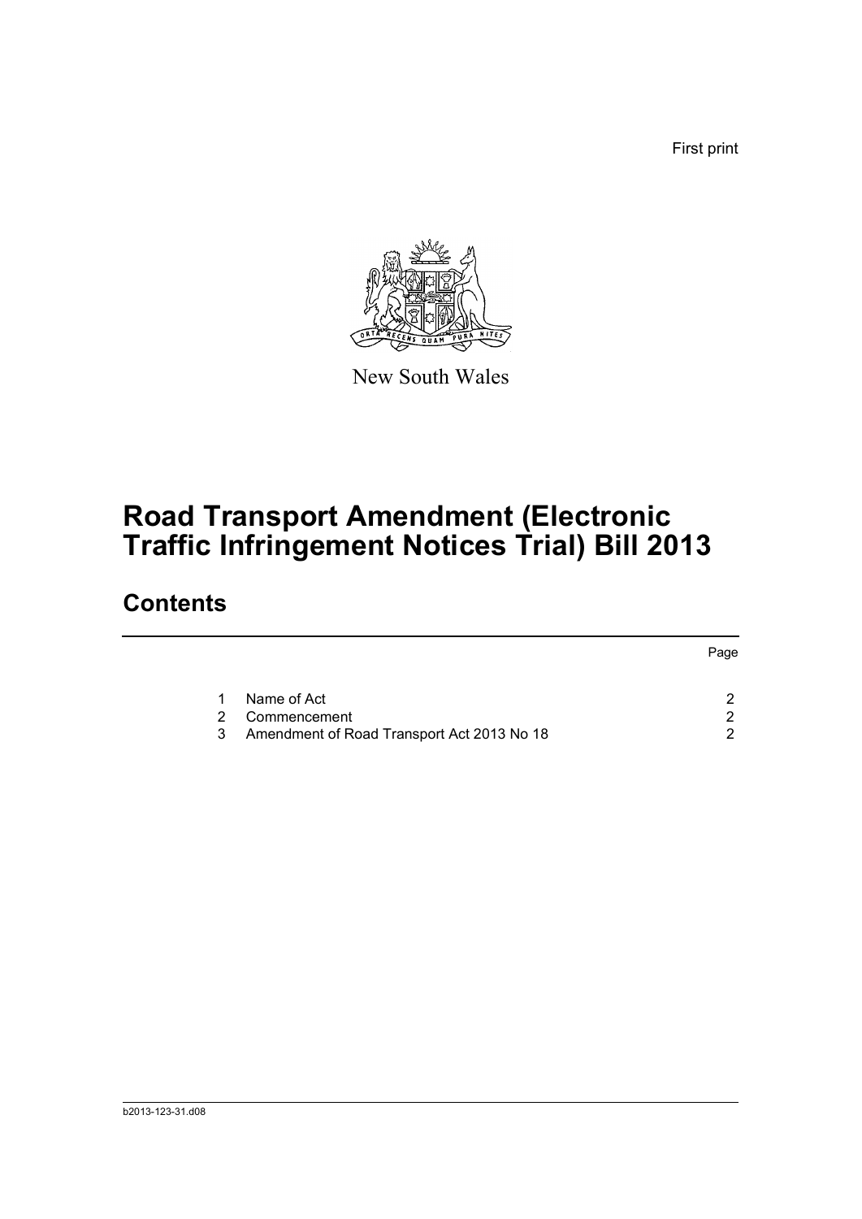First print

New South Wales

# Road Transport Amendment (Electronic Traffic Infringement Notices Trial) Bill 2013

## Contents

| | | Page |
|---|---|---|
| 1 | Name of Act | 2 |
| 2 | Commencement | 2 |
| 3 | Amendment of Road Transport Act 2013 No 18 | 2 |

b2013-123-31.d08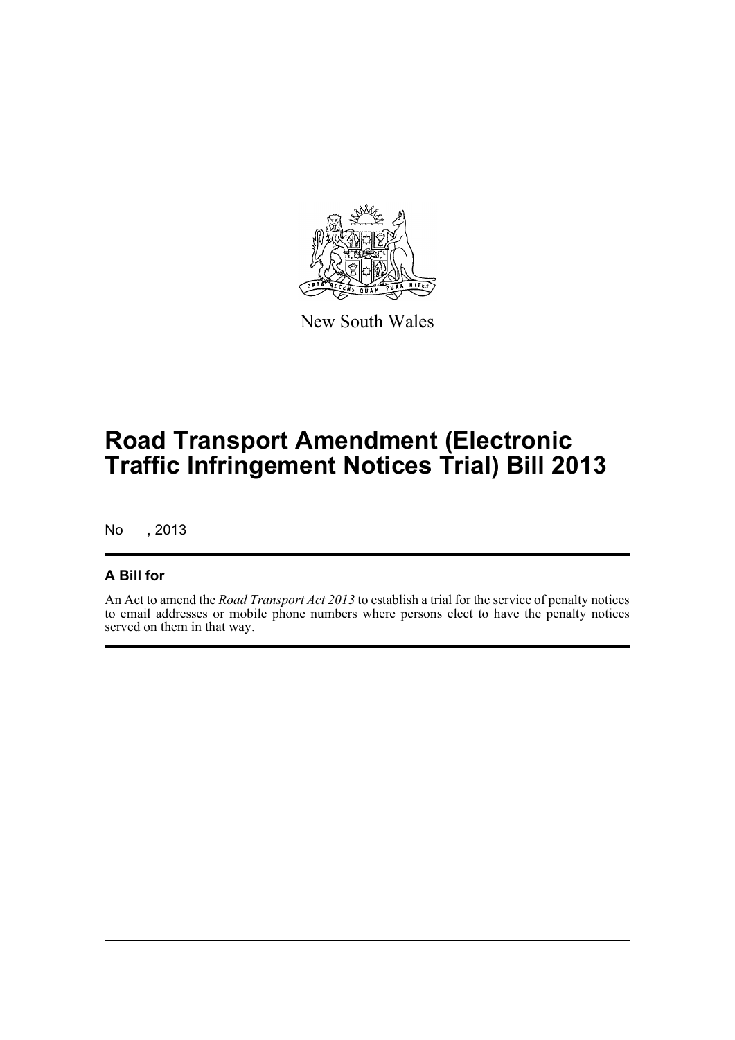New South Wales

# Road Transport Amendment (Electronic Traffic Infringement Notices Trial) Bill 2013

No , 2013

## A Bill for

An Act to amend the *Road Transport Act 2013* to establish a trial for the service of penalty notices to email addresses or mobile phone numbers where persons elect to have the penalty notices served on them in that way.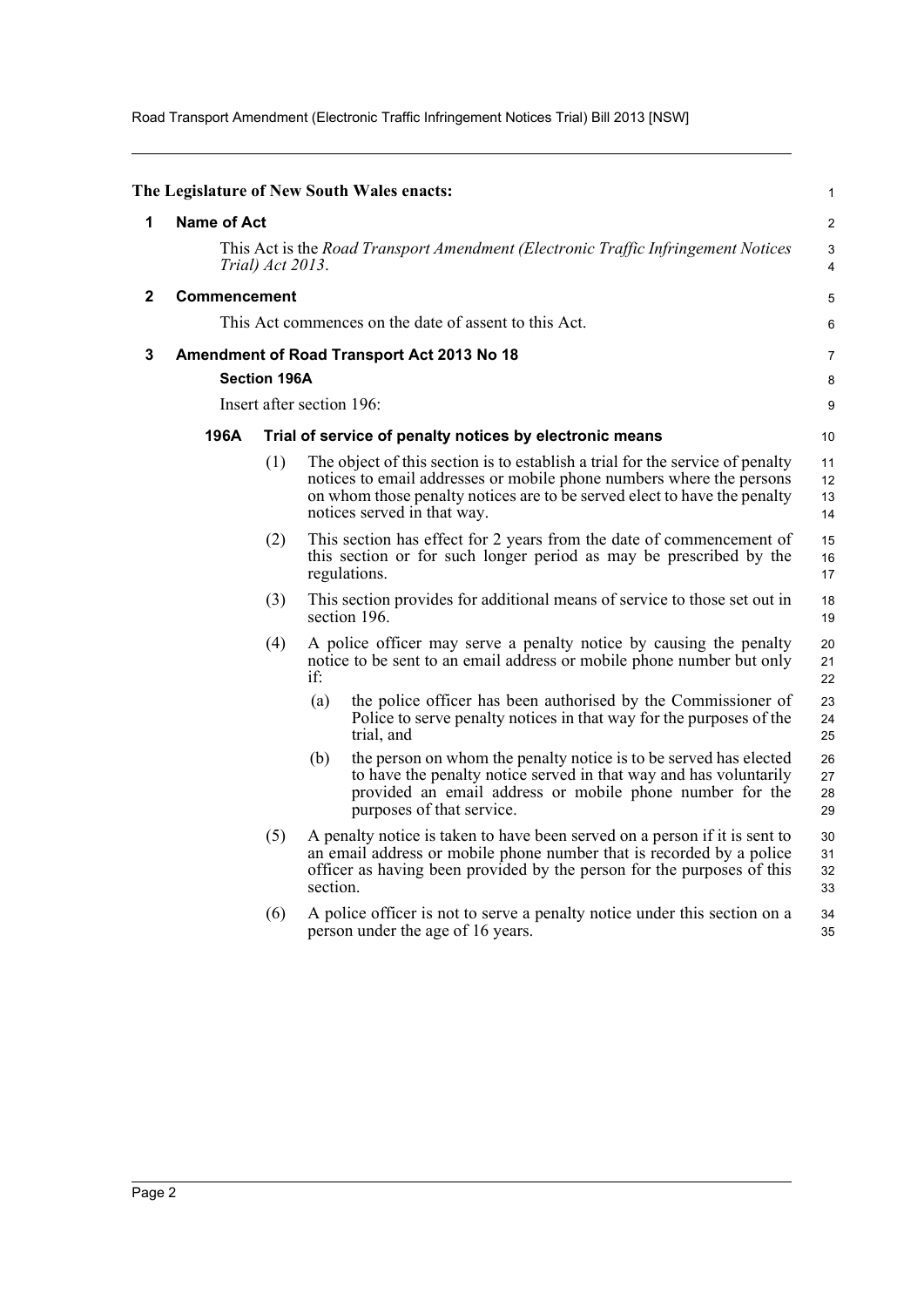**The Legislature of New South Wales enacts:**

## 1 Name of Act

This Act is the *Road Transport Amendment (Electronic Traffic Infringement Notices Trial) Act 2013*.

## 2 Commencement

This Act commences on the date of assent to this Act.

## 3 Amendment of Road Transport Act 2013 No 18

**Section 196A**

Insert after section 196:

### 196A Trial of service of penalty notices by electronic means

(1) The object of this section is to establish a trial for the service of penalty notices to email addresses or mobile phone numbers where the persons on whom those penalty notices are to be served elect to have the penalty notices served in that way.

(2) This section has effect for 2 years from the date of commencement of this section or for such longer period as may be prescribed by the regulations.

(3) This section provides for additional means of service to those set out in section 196.

(4) A police officer may serve a penalty notice by causing the penalty notice to be sent to an email address or mobile phone number but only if:

- (a) the police officer has been authorised by the Commissioner of Police to serve penalty notices in that way for the purposes of the trial, and
- (b) the person on whom the penalty notice is to be served has elected to have the penalty notice served in that way and has voluntarily provided an email address or mobile phone number for the purposes of that service.

(5) A penalty notice is taken to have been served on a person if it is sent to an email address or mobile phone number that is recorded by a police officer as having been provided by the person for the purposes of this section.

(6) A police officer is not to serve a penalty notice under this section on a person under the age of 16 years.